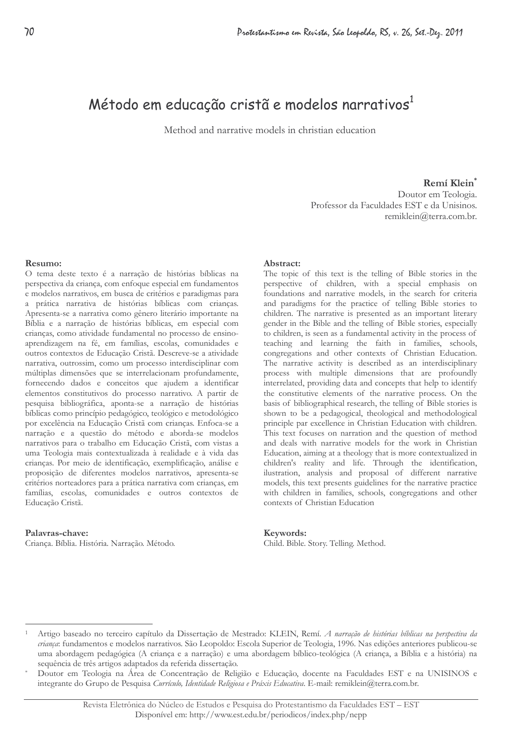# Método em educação cristã e modelos narrativos[1]

Method and narrative models in christian education

**Remí Klein[*]**
Doutor em Teologia.
Professor da Faculdades EST e da Unisinos.
remiklein@terra.com.br.

**Resumo:**
O tema deste texto é a narração de histórias bíblicas na perspectiva da criança, com enfoque especial em fundamentos e modelos narrativos, em busca de critérios e paradigmas para a prática narrativa de histórias bíblicas com crianças. Apresenta-se a narrativa como gênero literário importante na Bíblia e a narração de histórias bíblicas, em especial com crianças, como atividade fundamental no processo de ensino-aprendizagem na fé, em famílias, escolas, comunidades e outros contextos de Educação Cristã. Descreve-se a atividade narrativa, outrossim, como um processo interdisciplinar com múltiplas dimensões que se interrelacionam profundamente, fornecendo dados e conceitos que ajudem a identificar elementos constitutivos do processo narrativo. A partir de pesquisa bibliográfica, aponta-se a narração de histórias bíblicas como princípio pedagógico, teológico e metodológico por excelência na Educação Cristã com crianças. Enfoca-se a narração e a questão do método e aborda-se modelos narrativos para o trabalho em Educação Cristã, com vistas a uma Teologia mais contextualizada à realidade e à vida das crianças. Por meio de identificação, exemplificação, análise e proposição de diferentes modelos narrativos, apresenta-se critérios norteadores para a prática narrativa com crianças, em famílias, escolas, comunidades e outros contextos de Educação Cristã.

**Palavras-chave:**
Criança. Bíblia. História. Narração. Método.

**Abstract:**
The topic of this text is the telling of Bible stories in the perspective of children, with a special emphasis on foundations and narrative models, in the search for criteria and paradigms for the practice of telling Bible stories to children. The narrative is presented as an important literary gender in the Bible and the telling of Bible stories, especially to children, is seen as a fundamental activity in the process of teaching and learning the faith in families, schools, congregations and other contexts of Christian Education. The narrative activity is described as an interdisciplinary process with multiple dimensions that are profoundly interrelated, providing data and concepts that help to identify the constitutive elements of the narrative process. On the basis of bibliographical research, the telling of Bible stories is shown to be a pedagogical, theological and methodological principle par excellence in Christian Education with children. This text focuses on narration and the question of method and deals with narrative models for the work in Christian Education, aiming at a theology that is more contextualized in children's reality and life. Through the identification, ilustration, analysis and proposal of different narrative models, this text presents guidelines for the narrative practice with children in families, schools, congregations and other contexts of Christian Education

**Keywords:**
Child. Bible. Story. Telling. Method.

---

[1] Artigo baseado no terceiro capítulo da Dissertação de Mestrado: KLEIN, Remí. *A narração de histórias bíblicas na perspectiva da criança*: fundamentos e modelos narrativos. São Leopoldo: Escola Superior de Teologia, 1996. Nas edições anteriores publicou-se uma abordagem pedagógica (A criança e a narração) e uma abordagem bíblico-teológica (A criança, a Bíblia e a história) na sequência de três artigos adaptados da referida dissertação.

[*] Doutor em Teologia na Área de Concentração de Religião e Educação, docente na Faculdades EST e na UNISINOS e integrante do Grupo de Pesquisa *Currículo, Identidade Religiosa e Práxis Educativa*. E-mail: remiklein@terra.com.br.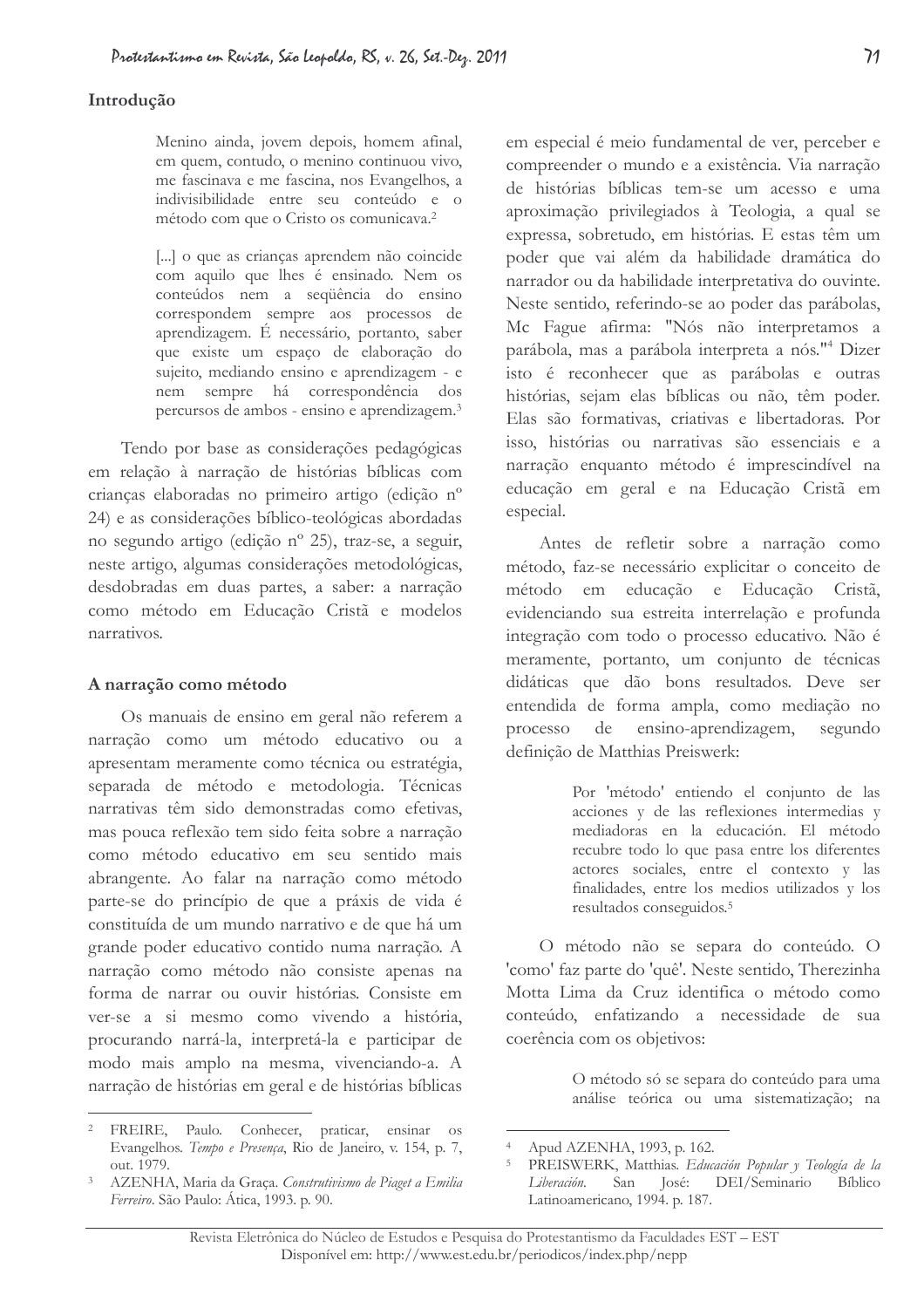## Introdução

> Menino ainda, jovem depois, homem afinal, em quem, contudo, o menino continuou vivo, me fascinava e me fascina, nos Evangelhos, a indivisibilidade entre seu conteúdo e o método com que o Cristo os comunicava.[2]

> [...] o que as crianças aprendem não coincide com aquilo que lhes é ensinado. Nem os conteúdos nem a seqüência do ensino correspondem sempre aos processos de aprendizagem. É necessário, portanto, saber que existe um espaço de elaboração do sujeito, mediando ensino e aprendizagem - e nem sempre há correspondência dos percursos de ambos - ensino e aprendizagem.[3]

Tendo por base as considerações pedagógicas em relação à narração de histórias bíblicas com crianças elaboradas no primeiro artigo (edição nº 24) e as considerações bíblico-teológicas abordadas no segundo artigo (edição nº 25), traz-se, a seguir, neste artigo, algumas considerações metodológicas, desdobradas em duas partes, a saber: a narração como método em Educação Cristã e modelos narrativos.

## A narração como método

Os manuais de ensino em geral não referem a narração como um método educativo ou a apresentam meramente como técnica ou estratégia, separada de método e metodologia. Técnicas narrativas têm sido demonstradas como efetivas, mas pouca reflexão tem sido feita sobre a narração como método educativo em seu sentido mais abrangente. Ao falar na narração como método parte-se do princípio de que a práxis de vida é constituída de um mundo narrativo e de que há um grande poder educativo contido numa narração. A narração como método não consiste apenas na forma de narrar ou ouvir histórias. Consiste em ver-se a si mesmo como vivendo a história, procurando narrá-la, interpretá-la e participar de modo mais amplo na mesma, vivenciando-a. A narração de histórias em geral e de histórias bíblicas em especial é meio fundamental de ver, perceber e compreender o mundo e a existência. Via narração de histórias bíblicas tem-se um acesso e uma aproximação privilegiados à Teologia, a qual se expressa, sobretudo, em histórias. E estas têm um poder que vai além da habilidade dramática do narrador ou da habilidade interpretativa do ouvinte. Neste sentido, referindo-se ao poder das parábolas, Mc Fague afirma: "Nós não interpretamos a parábola, mas a parábola interpreta a nós."[4] Dizer isto é reconhecer que as parábolas e outras histórias, sejam elas bíblicas ou não, têm poder. Elas são formativas, criativas e libertadoras. Por isso, histórias ou narrativas são essenciais e a narração enquanto método é imprescindível na educação em geral e na Educação Cristã em especial.

Antes de refletir sobre a narração como método, faz-se necessário explicitar o conceito de método em educação e Educação Cristã, evidenciando sua estreita interrelação e profunda integração com todo o processo educativo. Não é meramente, portanto, um conjunto de técnicas didáticas que dão bons resultados. Deve ser entendida de forma ampla, como mediação no processo de ensino-aprendizagem, segundo definição de Matthias Preiswerk:

> Por 'método' entiendo el conjunto de las acciones y de las reflexiones intermedias y mediadoras en la educación. El método recubre todo lo que pasa entre los diferentes actores sociales, entre el contexto y las finalidades, entre los medios utilizados y los resultados conseguidos.[5]

O método não se separa do conteúdo. O 'como' faz parte do 'quê'. Neste sentido, Therezinha Motta Lima da Cruz identifica o método como conteúdo, enfatizando a necessidade de sua coerência com os objetivos:

> O método só se separa do conteúdo para uma análise teórica ou uma sistematização; na

---

[2] FREIRE, Paulo. Conhecer, praticar, ensinar os Evangelhos. *Tempo e Presença*, Rio de Janeiro, v. 154, p. 7, out. 1979.

[3] AZENHA, Maria da Graça. *Construtivismo de Piaget a Emilia Ferreiro*. São Paulo: Ática, 1993. p. 90.

[4] Apud AZENHA, 1993, p. 162.

[5] PREISWERK, Matthias. *Educación Popular y Teología de la Liberación*. San José: DEI/Seminario Bíblico Latinoamericano, 1994. p. 187.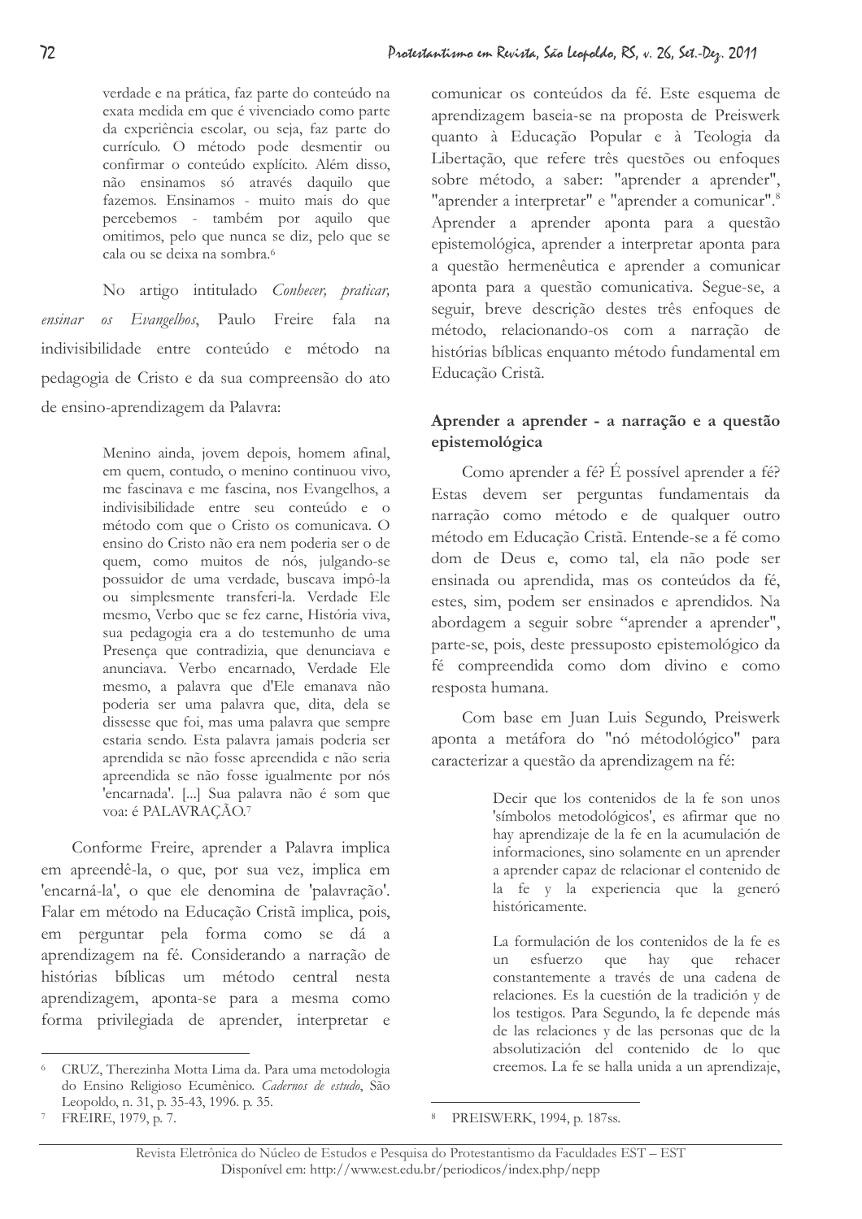> verdade e na prática, faz parte do conteúdo na exata medida em que é vivenciado como parte da experiência escolar, ou seja, faz parte do currículo. O método pode desmentir ou confirmar o conteúdo explícito. Além disso, não ensinamos só através daquilo que fazemos. Ensinamos - muito mais do que percebemos - também por aquilo que omitimos, pelo que nunca se diz, pelo que se cala ou se deixa na sombra.[6]

No artigo intitulado *Conhecer, praticar, ensinar os Evangelhos*, Paulo Freire fala na indivisibilidade entre conteúdo e método na pedagogia de Cristo e da sua compreensão do ato de ensino-aprendizagem da Palavra:

> Menino ainda, jovem depois, homem afinal, em quem, contudo, o menino continuou vivo, me fascinava e me fascina, nos Evangelhos, a indivisibilidade entre seu conteúdo e o método com que o Cristo os comunicava. O ensino do Cristo não era nem poderia ser o de quem, como muitos de nós, julgando-se possuidor de uma verdade, buscava impô-la ou simplesmente transferi-la. Verdade Ele mesmo, Verbo que se fez carne, História viva, sua pedagogia era a do testemunho de uma Presença que contradizia, que denunciava e anunciava. Verbo encarnado, Verdade Ele mesmo, a palavra que d'Ele emanava não poderia ser uma palavra que, dita, dela se dissesse que foi, mas uma palavra que sempre estaria sendo. Esta palavra jamais poderia ser aprendida se não fosse apreendida e não seria apreendida se não fosse igualmente por nós 'encarnada'. [...] Sua palavra não é som que voa: é PALAVRAÇÃO.[7]

Conforme Freire, aprender a Palavra implica em apreendê-la, o que, por sua vez, implica em 'encarná-la', o que ele denomina de 'palavração'. Falar em método na Educação Cristã implica, pois, em perguntar pela forma como se dá a aprendizagem na fé. Considerando a narração de histórias bíblicas um método central nesta aprendizagem, aponta-se para a mesma como forma privilegiada de aprender, interpretar e comunicar os conteúdos da fé. Este esquema de aprendizagem baseia-se na proposta de Preiswerk quanto à Educação Popular e à Teologia da Libertação, que refere três questões ou enfoques sobre método, a saber: "aprender a aprender", "aprender a interpretar" e "aprender a comunicar".[8] Aprender a aprender aponta para a questão epistemológica, aprender a interpretar aponta para a questão hermenêutica e aprender a comunicar aponta para a questão comunicativa. Segue-se, a seguir, breve descrição destes três enfoques de método, relacionando-os com a narração de histórias bíblicas enquanto método fundamental em Educação Cristã.

### Aprender a aprender - a narração e a questão epistemológica

Como aprender a fé? É possível aprender a fé? Estas devem ser perguntas fundamentais da narração como método e de qualquer outro método em Educação Cristã. Entende-se a fé como dom de Deus e, como tal, ela não pode ser ensinada ou aprendida, mas os conteúdos da fé, estes, sim, podem ser ensinados e aprendidos. Na abordagem a seguir sobre "aprender a aprender", parte-se, pois, deste pressuposto epistemológico da fé compreendida como dom divino e como resposta humana.

Com base em Juan Luis Segundo, Preiswerk aponta a metáfora do "nó métodológico" para caracterizar a questão da aprendizagem na fé:

> Decir que los contenidos de la fe son unos 'símbolos metodológicos', es afirmar que no hay aprendizaje de la fe en la acumulación de informaciones, sino solamente en un aprender a aprender capaz de relacionar el contenido de la fe y la experiencia que la generó históricamente.
>
> La formulación de los contenidos de la fe es un esfuerzo que hay que rehacer constantemente a través de una cadena de relaciones. Es la cuestión de la tradición y de los testigos. Para Segundo, la fe depende más de las relaciones y de las personas que de la absolutización del contenido de lo que creemos. La fe se halla unida a un aprendizaje,

---

[6] CRUZ, Therezinha Motta Lima da. Para uma metodologia do Ensino Religioso Ecumênico. *Cadernos de estudo*, São Leopoldo, n. 31, p. 35-43, 1996. p. 35.

[7] FREIRE, 1979, p. 7.

[8] PREISWERK, 1994, p. 187ss.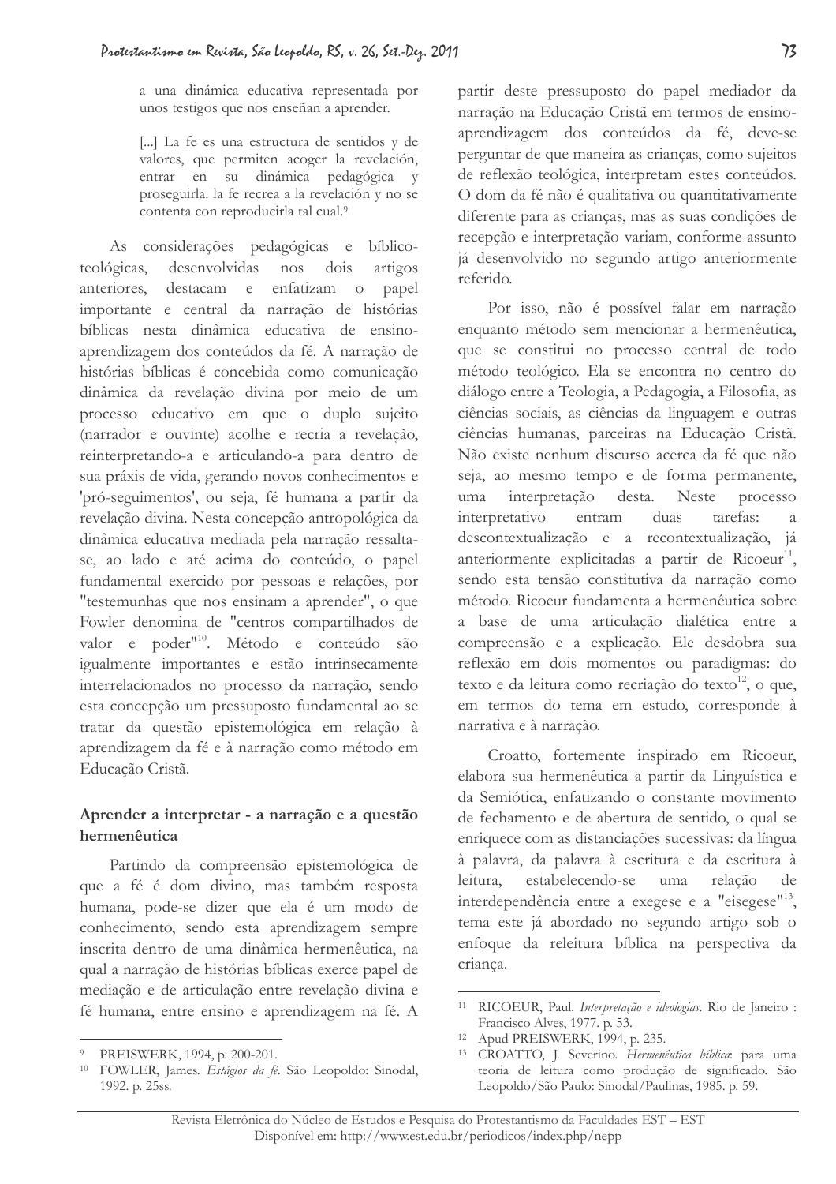> a una dinámica educativa representada por unos testigos que nos enseñan a aprender.
>
> [...] La fe es una estructura de sentidos y de valores, que permiten acoger la revelación, entrar en su dinámica pedagógica y proseguirla. la fe recrea a la revelación y no se contenta con reproducirla tal cual.[9]

As considerações pedagógicas e bíblico-teológicas, desenvolvidas nos dois artigos anteriores, destacam e enfatizam o papel importante e central da narração de histórias bíblicas nesta dinâmica educativa de ensino-aprendizagem dos conteúdos da fé. A narração de histórias bíblicas é concebida como comunicação dinâmica da revelação divina por meio de um processo educativo em que o duplo sujeito (narrador e ouvinte) acolhe e recria a revelação, reinterpretando-a e articulando-a para dentro de sua práxis de vida, gerando novos conhecimentos e 'pró-seguimentos', ou seja, fé humana a partir da revelação divina. Nesta concepção antropológica da dinâmica educativa mediada pela narração ressalta-se, ao lado e até acima do conteúdo, o papel fundamental exercido por pessoas e relações, por "testemunhas que nos ensinam a aprender", o que Fowler denomina de "centros compartilhados de valor e poder"[10]. Método e conteúdo são igualmente importantes e estão intrinsecamente interrelacionados no processo da narração, sendo esta concepção um pressuposto fundamental ao se tratar da questão epistemológica em relação à aprendizagem da fé e à narração como método em Educação Cristã.

## Aprender a interpretar - a narração e a questão hermenêutica

Partindo da compreensão epistemológica de que a fé é dom divino, mas também resposta humana, pode-se dizer que ela é um modo de conhecimento, sendo esta aprendizagem sempre inscrita dentro de uma dinâmica hermenêutica, na qual a narração de histórias bíblicas exerce papel de mediação e de articulação entre revelação divina e fé humana, entre ensino e aprendizagem na fé. A partir deste pressuposto do papel mediador da narração na Educação Cristã em termos de ensino-aprendizagem dos conteúdos da fé, deve-se perguntar de que maneira as crianças, como sujeitos de reflexão teológica, interpretam estes conteúdos. O dom da fé não é qualitativa ou quantitativamente diferente para as crianças, mas as suas condições de recepção e interpretação variam, conforme assunto já desenvolvido no segundo artigo anteriormente referido.

Por isso, não é possível falar em narração enquanto método sem mencionar a hermenêutica, que se constitui no processo central de todo método teológico. Ela se encontra no centro do diálogo entre a Teologia, a Pedagogia, a Filosofia, as ciências sociais, as ciências da linguagem e outras ciências humanas, parceiras na Educação Cristã. Não existe nenhum discurso acerca da fé que não seja, ao mesmo tempo e de forma permanente, uma interpretação desta. Neste processo interpretativo entram duas tarefas: a descontextualização e a recontextualização, já anteriormente explicitadas a partir de Ricoeur[11], sendo esta tensão constitutiva da narração como método. Ricoeur fundamenta a hermenêutica sobre a base de uma articulação dialética entre a compreensão e a explicação. Ele desdobra sua reflexão em dois momentos ou paradigmas: do texto e da leitura como recriação do texto[12], o que, em termos do tema em estudo, corresponde à narrativa e à narração.

Croatto, fortemente inspirado em Ricoeur, elabora sua hermenêutica a partir da Linguística e da Semiótica, enfatizando o constante movimento de fechamento e de abertura de sentido, o qual se enriquece com as distanciações sucessivas: da língua à palavra, da palavra à escritura e da escritura à leitura, estabelecendo-se uma relação de interdependência entre a exegese e a "eisegese"[13], tema este já abordado no segundo artigo sob o enfoque da releitura bíblica na perspectiva da criança.

---

[9] PREISWERK, 1994, p. 200-201.

[10] FOWLER, James. *Estágios da fé*. São Leopoldo: Sinodal, 1992. p. 25ss.

[11] RICOEUR, Paul. *Interpretação e ideologias*. Rio de Janeiro : Francisco Alves, 1977. p. 53.

[12] Apud PREISWERK, 1994, p. 235.

[13] CROATTO, J. Severino. *Hermenêutica bíblica*: para uma teoria de leitura como produção de significado. São Leopoldo/São Paulo: Sinodal/Paulinas, 1985. p. 59.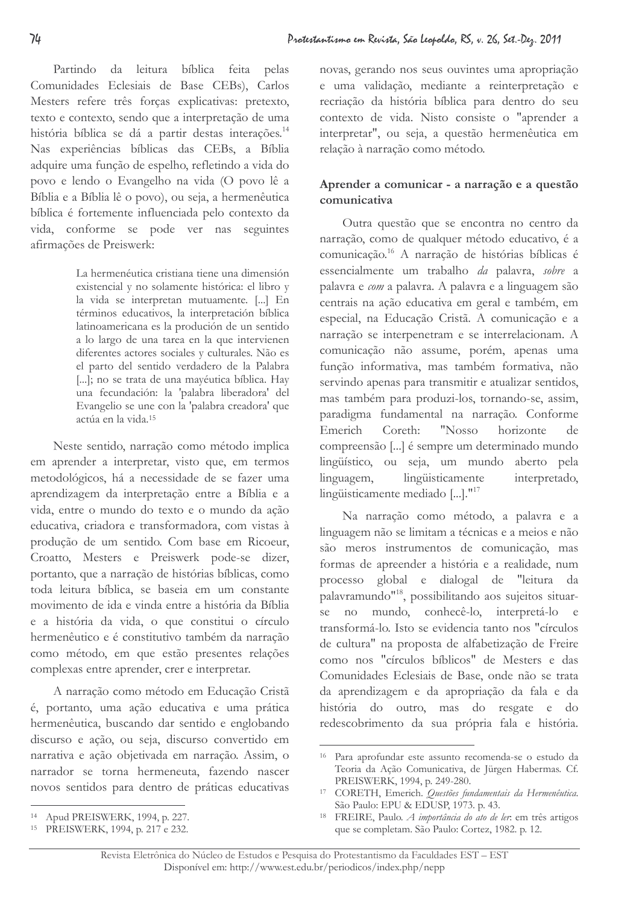Partindo da leitura bíblica feita pelas Comunidades Eclesiais de Base CEBs), Carlos Mesters refere três forças explicativas: pretexto, texto e contexto, sendo que a interpretação de uma história bíblica se dá a partir destas interações.[14] Nas experiências bíblicas das CEBs, a Bíblia adquire uma função de espelho, refletindo a vida do povo e lendo o Evangelho na vida (O povo lê a Bíblia e a Bíblia lê o povo), ou seja, a hermenêutica bíblica é fortemente influenciada pelo contexto da vida, conforme se pode ver nas seguintes afirmações de Preiswerk:

> La hermenéutica cristiana tiene una dimensión existencial y no solamente histórica: el libro y la vida se interpretan mutuamente. [...] En términos educativos, la interpretación bíblica latinoamericana es la produción de un sentido a lo largo de una tarea en la que intervienen diferentes actores sociales y culturales. Não es el parto del sentido verdadero de la Palabra [...]; no se trata de una mayéutica bíblica. Hay una fecundación: la 'palabra liberadora' del Evangelio se une con la 'palabra creadora' que actúa en la vida.[15]

Neste sentido, narração como método implica em aprender a interpretar, visto que, em termos metodológicos, há a necessidade de se fazer uma aprendizagem da interpretação entre a Bíblia e a vida, entre o mundo do texto e o mundo da ação educativa, criadora e transformadora, com vistas à produção de um sentido. Com base em Ricoeur, Croatto, Mesters e Preiswerk pode-se dizer, portanto, que a narração de histórias bíblicas, como toda leitura bíblica, se baseia em um constante movimento de ida e vinda entre a história da Bíblia e a história da vida, o que constitui o círculo hermenêutico e é constitutivo também da narração como método, em que estão presentes relações complexas entre aprender, crer e interpretar.

A narração como método em Educação Cristã é, portanto, uma ação educativa e uma prática hermenêutica, buscando dar sentido e englobando discurso e ação, ou seja, discurso convertido em narrativa e ação objetivada em narração. Assim, o narrador se torna hermeneuta, fazendo nascer novos sentidos para dentro de práticas educativas novas, gerando nos seus ouvintes uma apropriação e uma validação, mediante a reinterpretação e recriação da história bíblica para dentro do seu contexto de vida. Nisto consiste o "aprender a interpretar", ou seja, a questão hermenêutica em relação à narração como método.

## Aprender a comunicar - a narração e a questão comunicativa

Outra questão que se encontra no centro da narração, como de qualquer método educativo, é a comunicação.[16] A narração de histórias bíblicas é essencialmente um trabalho *da* palavra, *sobre* a palavra e *com* a palavra. A palavra e a linguagem são centrais na ação educativa em geral e também, em especial, na Educação Cristã. A comunicação e a narração se interpenetram e se interrelacionam. A comunicação não assume, porém, apenas uma função informativa, mas também formativa, não servindo apenas para transmitir e atualizar sentidos, mas também para produzi-los, tornando-se, assim, paradigma fundamental na narração. Conforme Emerich Coreth: "Nosso horizonte de compreensão [...] é sempre um determinado mundo lingüístico, ou seja, um mundo aberto pela linguagem, lingüisticamente interpretado, lingüisticamente mediado [...]."[17]

Na narração como método, a palavra e a linguagem não se limitam a técnicas e a meios e não são meros instrumentos de comunicação, mas formas de apreender a história e a realidade, num processo global e dialogal de "leitura da palavramundo"[18], possibilitando aos sujeitos situar-se no mundo, conhecê-lo, interpretá-lo e transformá-lo. Isto se evidencia tanto nos "círculos de cultura" na proposta de alfabetização de Freire como nos "círculos bíblicos" de Mesters e das Comunidades Eclesiais de Base, onde não se trata da aprendizagem e da apropriação da fala e da história do outro, mas do resgate e do redescobrimento da sua própria fala e história.

---

[14] Apud PREISWERK, 1994, p. 227.

[15] PREISWERK, 1994, p. 217 e 232.

[16] Para aprofundar este assunto recomenda-se o estudo da Teoria da Ação Comunicativa, de Jürgen Habermas. Cf. PREISWERK, 1994, p. 249-280.

[17] CORETH, Emerich. *Questões fundamentais da Hermenêutica*. São Paulo: EPU & EDUSP, 1973. p. 43.

[18] FREIRE, Paulo. *A importância do ato de ler*: em três artigos que se completam. São Paulo: Cortez, 1982. p. 12.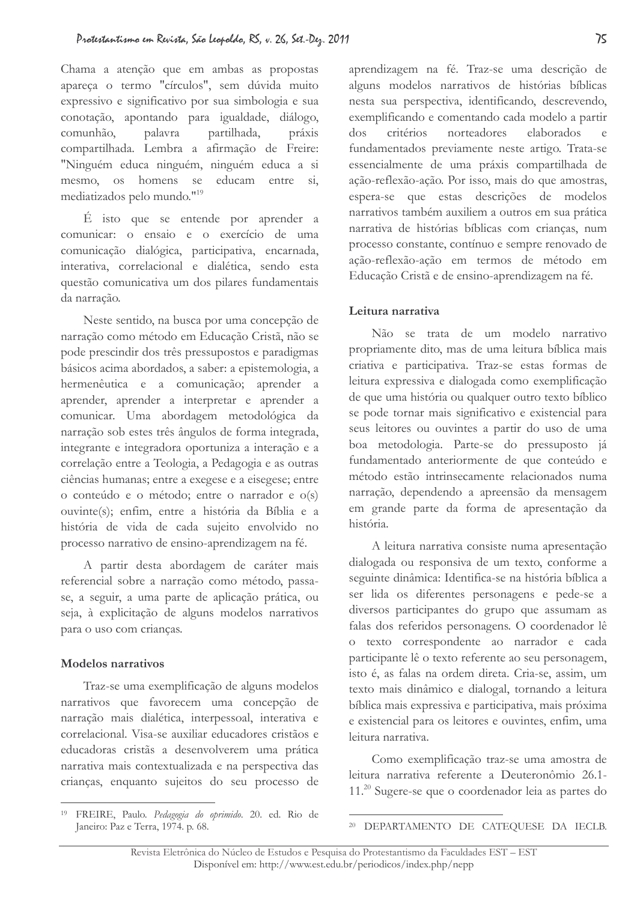Chama a atenção que em ambas as propostas apareça o termo "círculos", sem dúvida muito expressivo e significativo por sua simbologia e sua conotação, apontando para igualdade, diálogo, comunhão, palavra partilhada, práxis compartilhada. Lembra a afirmação de Freire: "Ninguém educa ninguém, ninguém educa a si mesmo, os homens se educam entre si, mediatizados pelo mundo."[19]

É isto que se entende por aprender a comunicar: o ensaio e o exercício de uma comunicação dialógica, participativa, encarnada, interativa, correlacional e dialética, sendo esta questão comunicativa um dos pilares fundamentais da narração.

Neste sentido, na busca por uma concepção de narração como método em Educação Cristã, não se pode prescindir dos três pressupostos e paradigmas básicos acima abordados, a saber: a epistemologia, a hermenêutica e a comunicação; aprender a aprender, aprender a interpretar e aprender a comunicar. Uma abordagem metodológica da narração sob estes três ângulos de forma integrada, integrante e integradora oportuniza a interação e a correlação entre a Teologia, a Pedagogia e as outras ciências humanas; entre a exegese e a eisegese; entre o conteúdo e o método; entre o narrador e o(s) ouvinte(s); enfim, entre a história da Bíblia e a história de vida de cada sujeito envolvido no processo narrativo de ensino-aprendizagem na fé.

A partir desta abordagem de caráter mais referencial sobre a narração como método, passa-se, a seguir, a uma parte de aplicação prática, ou seja, à explicitação de alguns modelos narrativos para o uso com crianças.

## Modelos narrativos

Traz-se uma exemplificação de alguns modelos narrativos que favorecem uma concepção de narração mais dialética, interpessoal, interativa e correlacional. Visa-se auxiliar educadores cristãos e educadoras cristãs a desenvolverem uma prática narrativa mais contextualizada e na perspectiva das crianças, enquanto sujeitos do seu processo de aprendizagem na fé. Traz-se uma descrição de alguns modelos narrativos de histórias bíblicas nesta sua perspectiva, identificando, descrevendo, exemplificando e comentando cada modelo a partir dos critérios norteadores elaborados e fundamentados previamente neste artigo. Trata-se essencialmente de uma práxis compartilhada de ação-reflexão-ação. Por isso, mais do que amostras, espera-se que estas descrições de modelos narrativos também auxiliem a outros em sua prática narrativa de histórias bíblicas com crianças, num processo constante, contínuo e sempre renovado de ação-reflexão-ação em termos de método em Educação Cristã e de ensino-aprendizagem na fé.

### Leitura narrativa

Não se trata de um modelo narrativo propriamente dito, mas de uma leitura bíblica mais criativa e participativa. Traz-se estas formas de leitura expressiva e dialogada como exemplificação de que uma história ou qualquer outro texto bíblico se pode tornar mais significativo e existencial para seus leitores ou ouvintes a partir do uso de uma boa metodologia. Parte-se do pressuposto já fundamentado anteriormente de que conteúdo e método estão intrinsecamente relacionados numa narração, dependendo a apreensão da mensagem em grande parte da forma de apresentação da história.

A leitura narrativa consiste numa apresentação dialogada ou responsiva de um texto, conforme a seguinte dinâmica: Identifica-se na história bíblica a ser lida os diferentes personagens e pede-se a diversos participantes do grupo que assumam as falas dos referidos personagens. O coordenador lê o texto correspondente ao narrador e cada participante lê o texto referente ao seu personagem, isto é, as falas na ordem direta. Cria-se, assim, um texto mais dinâmico e dialogal, tornando a leitura bíblica mais expressiva e participativa, mais próxima e existencial para os leitores e ouvintes, enfim, uma leitura narrativa.

Como exemplificação traz-se uma amostra de leitura narrativa referente a Deuteronômio 26.1-11.[20] Sugere-se que o coordenador leia as partes do

---

[19] FREIRE, Paulo. *Pedagogia do oprimido*. 20. ed. Rio de Janeiro: Paz e Terra, 1974. p. 68.

[20] DEPARTAMENTO DE CATEQUESE DA IECLB.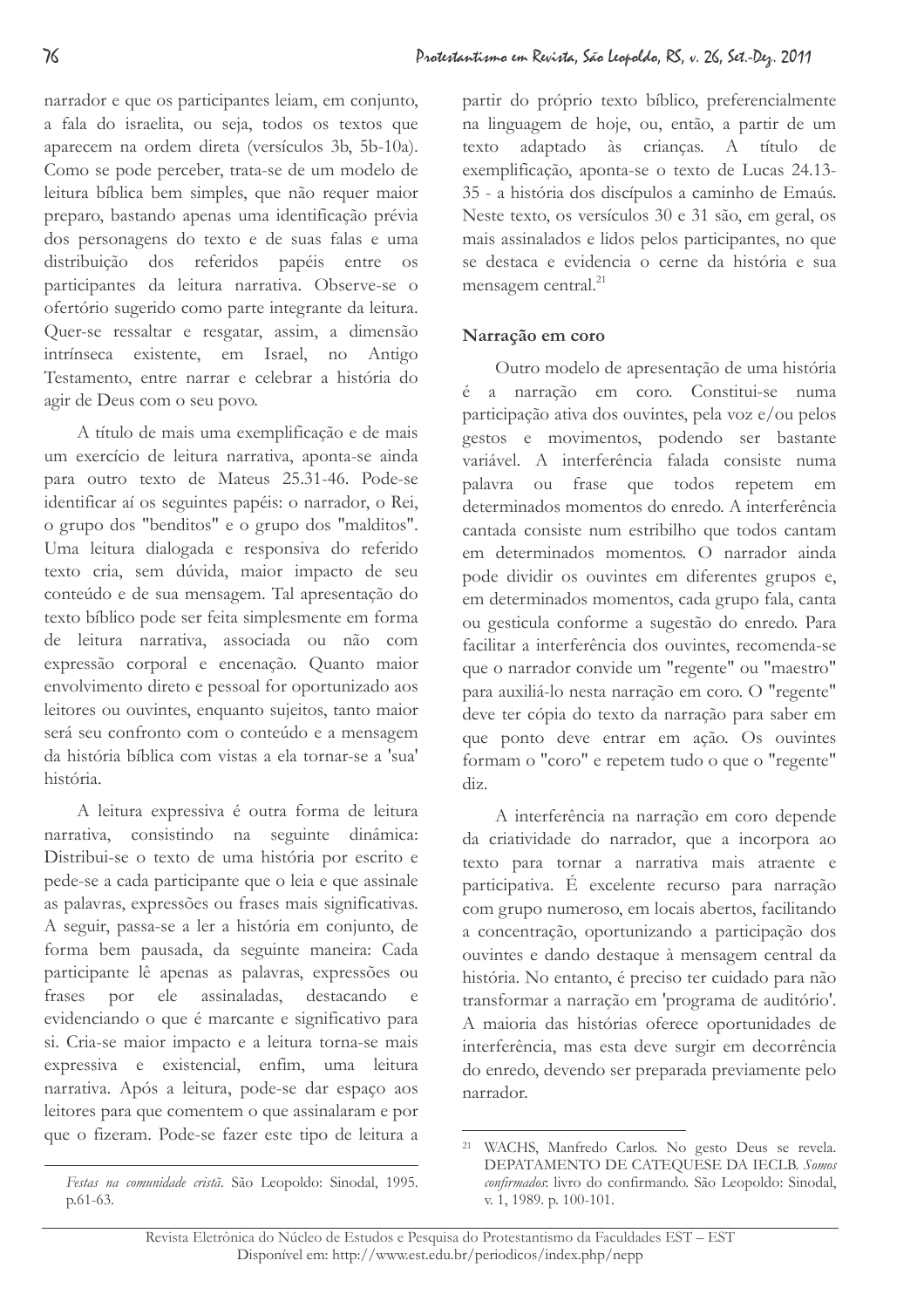narrador e que os participantes leiam, em conjunto, a fala do israelita, ou seja, todos os textos que aparecem na ordem direta (versículos 3b, 5b-10a). Como se pode perceber, trata-se de um modelo de leitura bíblica bem simples, que não requer maior preparo, bastando apenas uma identificação prévia dos personagens do texto e de suas falas e uma distribuição dos referidos papéis entre os participantes da leitura narrativa. Observe-se o ofertório sugerido como parte integrante da leitura. Quer-se ressaltar e resgatar, assim, a dimensão intrínseca existente, em Israel, no Antigo Testamento, entre narrar e celebrar a história do agir de Deus com o seu povo.

A título de mais uma exemplificação e de mais um exercício de leitura narrativa, aponta-se ainda para outro texto de Mateus 25.31-46. Pode-se identificar aí os seguintes papéis: o narrador, o Rei, o grupo dos "benditos" e o grupo dos "malditos". Uma leitura dialogada e responsiva do referido texto cria, sem dúvida, maior impacto de seu conteúdo e de sua mensagem. Tal apresentação do texto bíblico pode ser feita simplesmente em forma de leitura narrativa, associada ou não com expressão corporal e encenação. Quanto maior envolvimento direto e pessoal for oportunizado aos leitores ou ouvintes, enquanto sujeitos, tanto maior será seu confronto com o conteúdo e a mensagem da história bíblica com vistas a ela tornar-se a 'sua' história.

A leitura expressiva é outra forma de leitura narrativa, consistindo na seguinte dinâmica: Distribui-se o texto de uma história por escrito e pede-se a cada participante que o leia e que assinale as palavras, expressões ou frases mais significativas. A seguir, passa-se a ler a história em conjunto, de forma bem pausada, da seguinte maneira: Cada participante lê apenas as palavras, expressões ou frases por ele assinaladas, destacando e evidenciando o que é marcante e significativo para si. Cria-se maior impacto e a leitura torna-se mais expressiva e existencial, enfim, uma leitura narrativa. Após a leitura, pode-se dar espaço aos leitores para que comentem o que assinalaram e por que o fizeram. Pode-se fazer este tipo de leitura a partir do próprio texto bíblico, preferencialmente na linguagem de hoje, ou, então, a partir de um texto adaptado às crianças. A título de exemplificação, aponta-se o texto de Lucas 24.13-35 - a história dos discípulos a caminho de Emaús. Neste texto, os versículos 30 e 31 são, em geral, os mais assinalados e lidos pelos participantes, no que se destaca e evidencia o cerne da história e sua mensagem central.[21]

### Narração em coro

Outro modelo de apresentação de uma história é a narração em coro. Constitui-se numa participação ativa dos ouvintes, pela voz e/ou pelos gestos e movimentos, podendo ser bastante variável. A interferência falada consiste numa palavra ou frase que todos repetem em determinados momentos do enredo. A interferência cantada consiste num estribilho que todos cantam em determinados momentos. O narrador ainda pode dividir os ouvintes em diferentes grupos e, em determinados momentos, cada grupo fala, canta ou gesticula conforme a sugestão do enredo. Para facilitar a interferência dos ouvintes, recomenda-se que o narrador convide um "regente" ou "maestro" para auxiliá-lo nesta narração em coro. O "regente" deve ter cópia do texto da narração para saber em que ponto deve entrar em ação. Os ouvintes formam o "coro" e repetem tudo o que o "regente" diz.

A interferência na narração em coro depende da criatividade do narrador, que a incorpora ao texto para tornar a narrativa mais atraente e participativa. É excelente recurso para narração com grupo numeroso, em locais abertos, facilitando a concentração, oportunizando a participação dos ouvintes e dando destaque à mensagem central da história. No entanto, é preciso ter cuidado para não transformar a narração em 'programa de auditório'. A maioria das histórias oferece oportunidades de interferência, mas esta deve surgir em decorrência do enredo, devendo ser preparada previamente pelo narrador.

---

*Festas na comunidade cristã*. São Leopoldo: Sinodal, 1995. p.61-63.

[21] WACHS, Manfredo Carlos. No gesto Deus se revela. DEPATAMENTO DE CATEQUESE DA IECLB. *Somos confirmados*: livro do confirmando. São Leopoldo: Sinodal, v. 1, 1989. p. 100-101.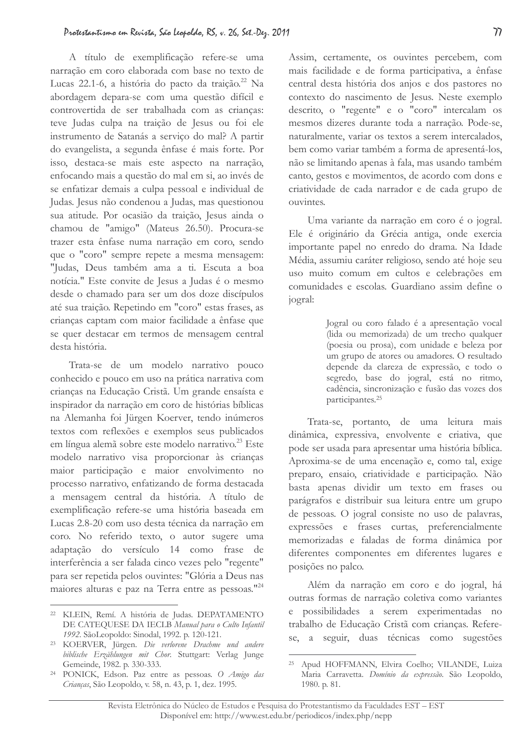A título de exemplificação refere-se uma narração em coro elaborada com base no texto de Lucas 22.1-6, a história do pacto da traição.[22] Na abordagem depara-se com uma questão difícil e controvertida de ser trabalhada com as crianças: teve Judas culpa na traição de Jesus ou foi ele instrumento de Satanás a serviço do mal? A partir do evangelista, a segunda ênfase é mais forte. Por isso, destaca-se mais este aspecto na narração, enfocando mais a questão do mal em si, ao invés de se enfatizar demais a culpa pessoal e individual de Judas. Jesus não condenou a Judas, mas questionou sua atitude. Por ocasião da traição, Jesus ainda o chamou de "amigo" (Mateus 26.50). Procura-se trazer esta ênfase numa narração em coro, sendo que o "coro" sempre repete a mesma mensagem: "Judas, Deus também ama a ti. Escuta a boa notícia." Este convite de Jesus a Judas é o mesmo desde o chamado para ser um dos doze discípulos até sua traição. Repetindo em "coro" estas frases, as crianças captam com maior facilidade a ênfase que se quer destacar em termos de mensagem central desta história.

Trata-se de um modelo narrativo pouco conhecido e pouco em uso na prática narrativa com crianças na Educação Cristã. Um grande ensaísta e inspirador da narração em coro de histórias bíblicas na Alemanha foi Jürgen Koerver, tendo inúmeros textos com reflexões e exemplos seus publicados em língua alemã sobre este modelo narrativo.[23] Este modelo narrativo visa proporcionar às crianças maior participação e maior envolvimento no processo narrativo, enfatizando de forma destacada a mensagem central da história. A título de exemplificação refere-se uma história baseada em Lucas 2.8-20 com uso desta técnica da narração em coro. No referido texto, o autor sugere uma adaptação do versículo 14 como frase de interferência a ser falada cinco vezes pelo "regente" para ser repetida pelos ouvintes: "Glória a Deus nas maiores alturas e paz na Terra entre as pessoas."[24] Assim, certamente, os ouvintes percebem, com mais facilidade e de forma participativa, a ênfase central desta história dos anjos e dos pastores no contexto do nascimento de Jesus. Neste exemplo descrito, o "regente" e o "coro" intercalam os mesmos dizeres durante toda a narração. Pode-se, naturalmente, variar os textos a serem intercalados, bem como variar também a forma de apresentá-los, não se limitando apenas à fala, mas usando também canto, gestos e movimentos, de acordo com dons e criatividade de cada narrador e de cada grupo de ouvintes.

Uma variante da narração em coro é o jogral. Ele é originário da Grécia antiga, onde exercia importante papel no enredo do drama. Na Idade Média, assumiu caráter religioso, sendo até hoje seu uso muito comum em cultos e celebrações em comunidades e escolas. Guardiano assim define o jogral:

> Jogral ou coro falado é a apresentação vocal (lida ou memorizada) de um trecho qualquer (poesia ou prosa), com unidade e beleza por um grupo de atores ou amadores. O resultado depende da clareza de expressão, e todo o segredo, base do jogral, está no ritmo, cadência, sincronização e fusão das vozes dos participantes.[25]

Trata-se, portanto, de uma leitura mais dinâmica, expressiva, envolvente e criativa, que pode ser usada para apresentar uma história bíblica. Aproxima-se de uma encenação e, como tal, exige preparo, ensaio, criatividade e participação. Não basta apenas dividir um texto em frases ou parágrafos e distribuir sua leitura entre um grupo de pessoas. O jogral consiste no uso de palavras, expressões e frases curtas, preferencialmente memorizadas e faladas de forma dinâmica por diferentes componentes em diferentes lugares e posições no palco.

Além da narração em coro e do jogral, há outras formas de narração coletiva como variantes e possibilidades a serem experimentadas no trabalho de Educação Cristã com crianças. Refere-se, a seguir, duas técnicas como sugestões

---

[22] KLEIN, Remí. A história de Judas. DEPATAMENTO DE CATEQUESE DA IECLB *Manual para o Culto Infantil 1992*. SãoLeopoldo: Sinodal, 1992. p. 120-121.

[23] KOERVER, Jürgen. *Die verlorene Drachme und andere biblische Erzählungen mit Chor*. Stuttgart: Verlag Junge Gemeinde, 1982. p. 330-333.

[24] PONICK, Edson. Paz entre as pessoas. *O Amigo das Crianças*, São Leopoldo, v. 58, n. 43, p. 1, dez. 1995.

[25] Apud HOFFMANN, Elvira Coelho; VILANDE, Luiza Maria Carravetta. *Domínio da expressão*. São Leopoldo, 1980. p. 81.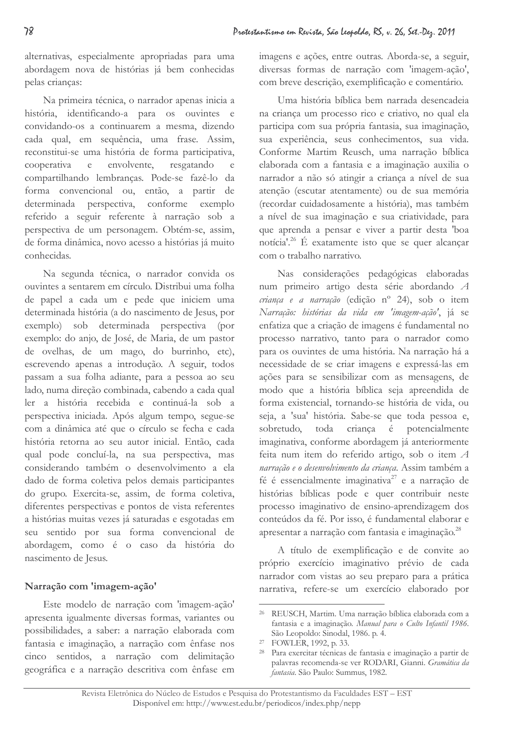alternativas, especialmente apropriadas para uma abordagem nova de histórias já bem conhecidas pelas crianças:

Na primeira técnica, o narrador apenas inicia a história, identificando-a para os ouvintes e convidando-os a continuarem a mesma, dizendo cada qual, em sequência, uma frase. Assim, reconstitui-se uma história de forma participativa, cooperativa e envolvente, resgatando e compartilhando lembranças. Pode-se fazê-lo da forma convencional ou, então, a partir de determinada perspectiva, conforme exemplo referido a seguir referente à narração sob a perspectiva de um personagem. Obtém-se, assim, de forma dinâmica, novo acesso a histórias já muito conhecidas.

Na segunda técnica, o narrador convida os ouvintes a sentarem em círculo. Distribui uma folha de papel a cada um e pede que iniciem uma determinada história (a do nascimento de Jesus, por exemplo) sob determinada perspectiva (por exemplo: do anjo, de José, de Maria, de um pastor de ovelhas, de um mago, do burrinho, etc), escrevendo apenas a introdução. A seguir, todos passam a sua folha adiante, para a pessoa ao seu lado, numa direção combinada, cabendo a cada qual ler a história recebida e continuá-la sob a perspectiva iniciada. Após algum tempo, segue-se com a dinâmica até que o círculo se fecha e cada história retorna ao seu autor inicial. Então, cada qual pode concluí-la, na sua perspectiva, mas considerando também o desenvolvimento a ela dado de forma coletiva pelos demais participantes do grupo. Exercita-se, assim, de forma coletiva, diferentes perspectivas e pontos de vista referentes a histórias muitas vezes já saturadas e esgotadas em seu sentido por sua forma convencional de abordagem, como é o caso da história do nascimento de Jesus.

## Narração com 'imagem-ação'

Este modelo de narração com 'imagem-ação' apresenta igualmente diversas formas, variantes ou possibilidades, a saber: a narração elaborada com fantasia e imaginação, a narração com ênfase nos cinco sentidos, a narração com delimitação geográfica e a narração descritiva com ênfase em imagens e ações, entre outras. Aborda-se, a seguir, diversas formas de narração com 'imagem-ação', com breve descrição, exemplificação e comentário.

Uma história bíblica bem narrada desencadeia na criança um processo rico e criativo, no qual ela participa com sua própria fantasia, sua imaginação, sua experiência, seus conhecimentos, sua vida. Conforme Martim Reusch, uma narração bíblica elaborada com a fantasia e a imaginação auxilia o narrador a não só atingir a criança a nível de sua atenção (escutar atentamente) ou de sua memória (recordar cuidadosamente a história), mas também a nível de sua imaginação e sua criatividade, para que aprenda a pensar e viver a partir desta 'boa notícia'.[26] É exatamente isto que se quer alcançar com o trabalho narrativo.

Nas considerações pedagógicas elaboradas num primeiro artigo desta série abordando *A criança e a narração* (edição nº 24), sob o item *Narração: histórias da vida em 'imagem-ação'*, já se enfatiza que a criação de imagens é fundamental no processo narrativo, tanto para o narrador como para os ouvintes de uma história. Na narração há a necessidade de se criar imagens e expressá-las em ações para se sensibilizar com as mensagens, de modo que a história bíblica seja apreendida de forma existencial, tornando-se história de vida, ou seja, a 'sua' história. Sabe-se que toda pessoa e, sobretudo, toda criança é potencialmente imaginativa, conforme abordagem já anteriormente feita num item do referido artigo, sob o item *A narração e o desenvolvimento da criança*. Assim também a fé é essencialmente imaginativa[27] e a narração de histórias bíblicas pode e quer contribuir neste processo imaginativo de ensino-aprendizagem dos conteúdos da fé. Por isso, é fundamental elaborar e apresentar a narração com fantasia e imaginação.[28]

A título de exemplificação e de convite ao próprio exercício imaginativo prévio de cada narrador com vistas ao seu preparo para a prática narrativa, refere-se um exercício elaborado por

---

[26] REUSCH, Martim. Uma narração bíblica elaborada com a fantasia e a imaginação. *Manual para o Culto Infantil 1986*. São Leopoldo: Sinodal, 1986. p. 4.

[27] FOWLER, 1992, p. 33.

[28] Para exercitar técnicas de fantasia e imaginação a partir de palavras recomenda-se ver RODARI, Gianni. *Gramática da fantasia*. São Paulo: Summus, 1982.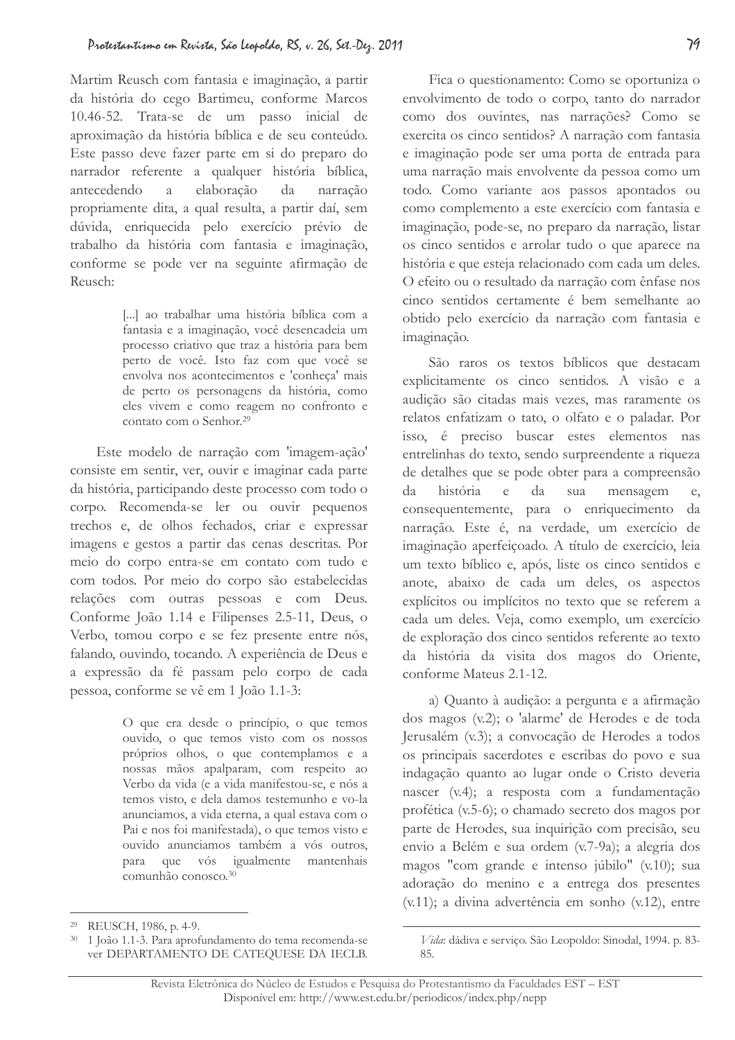Martim Reusch com fantasia e imaginação, a partir da história do cego Bartimeu, conforme Marcos 10.46-52. Trata-se de um passo inicial de aproximação da história bíblica e de seu conteúdo. Este passo deve fazer parte em si do preparo do narrador referente a qualquer história bíblica, antecedendo a elaboração da narração propriamente dita, a qual resulta, a partir daí, sem dúvida, enriquecida pelo exercício prévio de trabalho da história com fantasia e imaginação, conforme se pode ver na seguinte afirmação de Reusch:

> [...] ao trabalhar uma história bíblica com a fantasia e a imaginação, você desencadeia um processo criativo que traz a história para bem perto de você. Isto faz com que você se envolva nos acontecimentos e 'conheça' mais de perto os personagens da história, como eles vivem e como reagem no confronto e contato com o Senhor.[29]

Este modelo de narração com 'imagem-ação' consiste em sentir, ver, ouvir e imaginar cada parte da história, participando deste processo com todo o corpo. Recomenda-se ler ou ouvir pequenos trechos e, de olhos fechados, criar e expressar imagens e gestos a partir das cenas descritas. Por meio do corpo entra-se em contato com tudo e com todos. Por meio do corpo são estabelecidas relações com outras pessoas e com Deus. Conforme João 1.14 e Filipenses 2.5-11, Deus, o Verbo, tomou corpo e se fez presente entre nós, falando, ouvindo, tocando. A experiência de Deus e a expressão da fé passam pelo corpo de cada pessoa, conforme se vê em 1 João 1.1-3:

> O que era desde o princípio, o que temos ouvido, o que temos visto com os nossos próprios olhos, o que contemplamos e a nossas mãos apalparam, com respeito ao Verbo da vida (e a vida manifestou-se, e nós a temos visto, e dela damos testemunho e vo-la anunciamos, a vida eterna, a qual estava com o Pai e nos foi manifestada), o que temos visto e ouvido anunciamos também a vós outros, para que vós igualmente mantenhais comunhão conosco.[30]

Fica o questionamento: Como se oportuniza o envolvimento de todo o corpo, tanto do narrador como dos ouvintes, nas narrações? Como se exercita os cinco sentidos? A narração com fantasia e imaginação pode ser uma porta de entrada para uma narração mais envolvente da pessoa como um todo. Como variante aos passos apontados ou como complemento a este exercício com fantasia e imaginação, pode-se, no preparo da narração, listar os cinco sentidos e arrolar tudo o que aparece na história e que esteja relacionado com cada um deles. O efeito ou o resultado da narração com ênfase nos cinco sentidos certamente é bem semelhante ao obtido pelo exercício da narração com fantasia e imaginação.

São raros os textos bíblicos que destacam explicitamente os cinco sentidos. A visão e a audição são citadas mais vezes, mas raramente os relatos enfatizam o tato, o olfato e o paladar. Por isso, é preciso buscar estes elementos nas entrelinhas do texto, sendo surpreendente a riqueza de detalhes que se pode obter para a compreensão da história e da sua mensagem e, consequentemente, para o enriquecimento da narração. Este é, na verdade, um exercício de imaginação aperfeiçoado. A título de exercício, leia um texto bíblico e, após, liste os cinco sentidos e anote, abaixo de cada um deles, os aspectos explícitos ou implícitos no texto que se referem a cada um deles. Veja, como exemplo, um exercício de exploração dos cinco sentidos referente ao texto da história da visita dos magos do Oriente, conforme Mateus 2.1-12.

a) Quanto à audição: a pergunta e a afirmação dos magos (v.2); o 'alarme' de Herodes e de toda Jerusalém (v.3); a convocação de Herodes a todos os principais sacerdotes e escribas do povo e sua indagação quanto ao lugar onde o Cristo deveria nascer (v.4); a resposta com a fundamentação profética (v.5-6); o chamado secreto dos magos por parte de Herodes, sua inquirição com precisão, seu envio a Belém e sua ordem (v.7-9a); a alegria dos magos "com grande e intenso júbilo" (v.10); sua adoração do menino e a entrega dos presentes (v.11); a divina advertência em sonho (v.12), entre

---

[29] REUSCH, 1986, p. 4-9.

[30] 1 João 1.1-3. Para aprofundamento do tema recomenda-se ver DEPARTAMENTO DE CATEQUESE DA IECLB. *Vida*: dádiva e serviço. São Leopoldo: Sinodal, 1994. p. 83-85.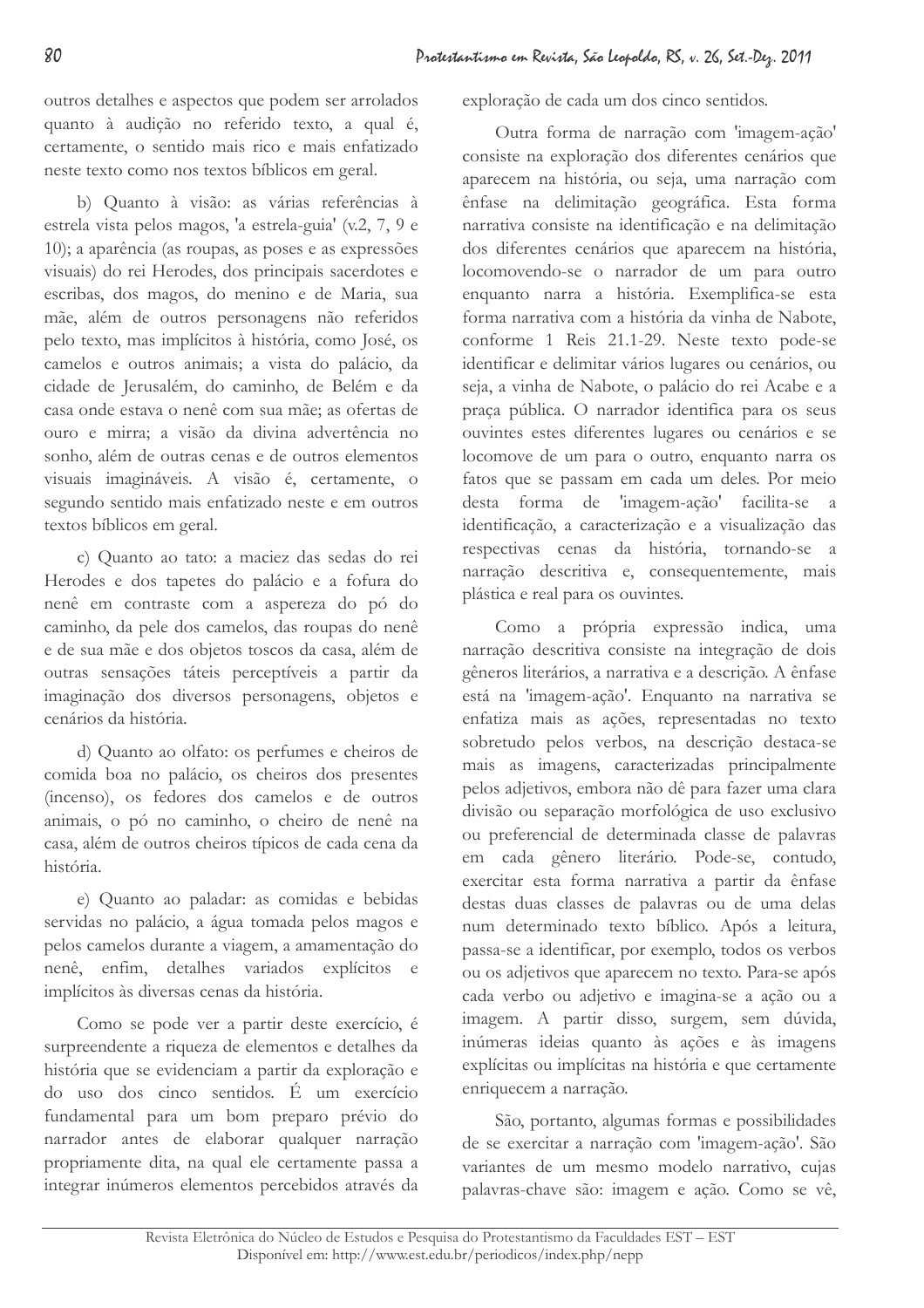outros detalhes e aspectos que podem ser arrolados quanto à audição no referido texto, a qual é, certamente, o sentido mais rico e mais enfatizado neste texto como nos textos bíblicos em geral.

b) Quanto à visão: as várias referências à estrela vista pelos magos, 'a estrela-guia' (v.2, 7, 9 e 10); a aparência (as roupas, as poses e as expressões visuais) do rei Herodes, dos principais sacerdotes e escribas, dos magos, do menino e de Maria, sua mãe, além de outros personagens não referidos pelo texto, mas implícitos à história, como José, os camelos e outros animais; a vista do palácio, da cidade de Jerusalém, do caminho, de Belém e da casa onde estava o nenê com sua mãe; as ofertas de ouro e mirra; a visão da divina advertência no sonho, além de outras cenas e de outros elementos visuais imagináveis. A visão é, certamente, o segundo sentido mais enfatizado neste e em outros textos bíblicos em geral.

c) Quanto ao tato: a maciez das sedas do rei Herodes e dos tapetes do palácio e a fofura do nenê em contraste com a aspereza do pó do caminho, da pele dos camelos, das roupas do nenê e de sua mãe e dos objetos toscos da casa, além de outras sensações táteis perceptíveis a partir da imaginação dos diversos personagens, objetos e cenários da história.

d) Quanto ao olfato: os perfumes e cheiros de comida boa no palácio, os cheiros dos presentes (incenso), os fedores dos camelos e de outros animais, o pó no caminho, o cheiro de nenê na casa, além de outros cheiros típicos de cada cena da história.

e) Quanto ao paladar: as comidas e bebidas servidas no palácio, a água tomada pelos magos e pelos camelos durante a viagem, a amamentação do nenê, enfim, detalhes variados explícitos e implícitos às diversas cenas da história.

Como se pode ver a partir deste exercício, é surpreendente a riqueza de elementos e detalhes da história que se evidenciam a partir da exploração e do uso dos cinco sentidos. É um exercício fundamental para um bom preparo prévio do narrador antes de elaborar qualquer narração propriamente dita, na qual ele certamente passa a integrar inúmeros elementos percebidos através da exploração de cada um dos cinco sentidos.

Outra forma de narração com 'imagem-ação' consiste na exploração dos diferentes cenários que aparecem na história, ou seja, uma narração com ênfase na delimitação geográfica. Esta forma narrativa consiste na identificação e na delimitação dos diferentes cenários que aparecem na história, locomovendo-se o narrador de um para outro enquanto narra a história. Exemplifica-se esta forma narrativa com a história da vinha de Nabote, conforme 1 Reis 21.1-29. Neste texto pode-se identificar e delimitar vários lugares ou cenários, ou seja, a vinha de Nabote, o palácio do rei Acabe e a praça pública. O narrador identifica para os seus ouvintes estes diferentes lugares ou cenários e se locomove de um para o outro, enquanto narra os fatos que se passam em cada um deles. Por meio desta forma de 'imagem-ação' facilita-se a identificação, a caracterização e a visualização das respectivas cenas da história, tornando-se a narração descritiva e, consequentemente, mais plástica e real para os ouvintes.

Como a própria expressão indica, uma narração descritiva consiste na integração de dois gêneros literários, a narrativa e a descrição. A ênfase está na 'imagem-ação'. Enquanto na narrativa se enfatiza mais as ações, representadas no texto sobretudo pelos verbos, na descrição destaca-se mais as imagens, caracterizadas principalmente pelos adjetivos, embora não dê para fazer uma clara divisão ou separação morfológica de uso exclusivo ou preferencial de determinada classe de palavras em cada gênero literário. Pode-se, contudo, exercitar esta forma narrativa a partir da ênfase destas duas classes de palavras ou de uma delas num determinado texto bíblico. Após a leitura, passa-se a identificar, por exemplo, todos os verbos ou os adjetivos que aparecem no texto. Para-se após cada verbo ou adjetivo e imagina-se a ação ou a imagem. A partir disso, surgem, sem dúvida, inúmeras ideias quanto às ações e às imagens explícitas ou implícitas na história e que certamente enriquecem a narração.

São, portanto, algumas formas e possibilidades de se exercitar a narração com 'imagem-ação'. São variantes de um mesmo modelo narrativo, cujas palavras-chave são: imagem e ação. Como se vê,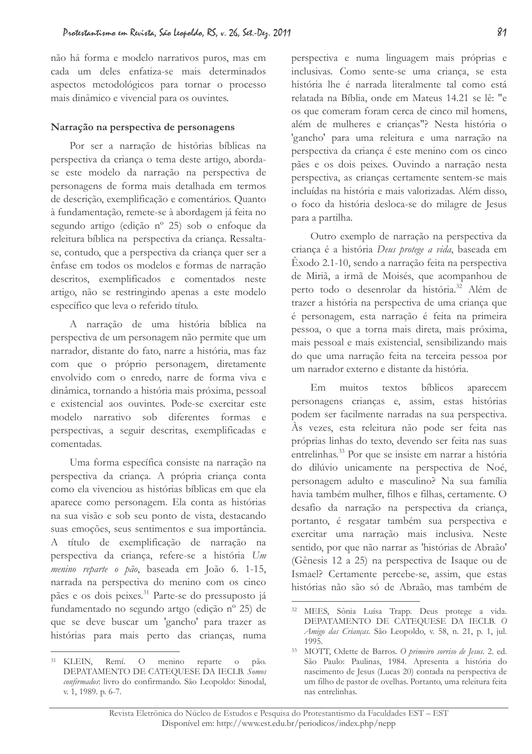não há forma e modelo narrativos puros, mas em cada um deles enfatiza-se mais determinados aspectos metodológicos para tornar o processo mais dinâmico e vivencial para os ouvintes.

**Narração na perspectiva de personagens**

Por ser a narração de histórias bíblicas na perspectiva da criança o tema deste artigo, aborda-se este modelo da narração na perspectiva de personagens de forma mais detalhada em termos de descrição, exemplificação e comentários. Quanto à fundamentação, remete-se à abordagem já feita no segundo artigo (edição nº 25) sob o enfoque da releitura bíblica na perspectiva da criança. Ressalta-se, contudo, que a perspectiva da criança quer ser a ênfase em todos os modelos e formas de narração descritos, exemplificados e comentados neste artigo, não se restringindo apenas a este modelo específico que leva o referido título.

A narração de uma história bíblica na perspectiva de um personagem não permite que um narrador, distante do fato, narre a história, mas faz com que o próprio personagem, diretamente envolvido com o enredo, narre de forma viva e dinâmica, tornando a história mais próxima, pessoal e existencial aos ouvintes. Pode-se exercitar este modelo narrativo sob diferentes formas e perspectivas, a seguir descritas, exemplificadas e comentadas.

Uma forma específica consiste na narração na perspectiva da criança. A própria criança conta como ela vivenciou as histórias bíblicas em que ela aparece como personagem. Ela conta as histórias na sua visão e sob seu ponto de vista, destacando suas emoções, seus sentimentos e sua importância. A título de exemplificação de narração na perspectiva da criança, refere-se a história *Um menino reparte o pão*, baseada em João 6. 1-15, narrada na perspectiva do menino com os cinco pães e os dois peixes.[31] Parte-se do pressuposto já fundamentado no segundo artgo (edição nº 25) de que se deve buscar um 'gancho' para trazer as histórias para mais perto das crianças, numa perspectiva e numa linguagem mais próprias e inclusivas. Como sente-se uma criança, se esta história lhe é narrada literalmente tal como está relatada na Bíblia, onde em Mateus 14.21 se lê: "e os que comeram foram cerca de cinco mil homens, além de mulheres e crianças"? Nesta história o 'gancho' para uma releitura e uma narração na perspectiva da criança é este menino com os cinco pães e os dois peixes. Ouvindo a narração nesta perspectiva, as crianças certamente sentem-se mais incluídas na história e mais valorizadas. Além disso, o foco da história desloca-se do milagre de Jesus para a partilha.

Outro exemplo de narração na perspectiva da criança é a história *Deus protege a vida*, baseada em Êxodo 2.1-10, sendo a narração feita na perspectiva de Miriã, a irmã de Moisés, que acompanhou de perto todo o desenrolar da história.[32] Além de trazer a história na perspectiva de uma criança que é personagem, esta narração é feita na primeira pessoa, o que a torna mais direta, mais próxima, mais pessoal e mais existencial, sensibilizando mais do que uma narração feita na terceira pessoa por um narrador externo e distante da história.

Em muitos textos bíblicos aparecem personagens crianças e, assim, estas histórias podem ser facilmente narradas na sua perspectiva. Às vezes, esta releitura não pode ser feita nas próprias linhas do texto, devendo ser feita nas suas entrelinhas.[33] Por que se insiste em narrar a história do dilúvio unicamente na perspectiva de Noé, personagem adulto e masculino? Na sua família havia também mulher, filhos e filhas, certamente. O desafio da narração na perspectiva da criança, portanto, é resgatar também sua perspectiva e exercitar uma narração mais inclusiva. Neste sentido, por que não narrar as 'histórias de Abraão' (Gênesis 12 a 25) na perspectiva de Isaque ou de Ismael? Certamente percebe-se, assim, que estas histórias não são só de Abraão, mas também de

---

[31] KLEIN, Remí. O menino reparte o pão. DEPATAMENTO DE CATEQUESE DA IECLB. *Somos confirmados*: livro do confirmando. São Leopoldo: Sinodal, v. 1, 1989. p. 6-7.

[32] MEES, Sônia Luísa Trapp. Deus protege a vida. DEPATAMENTO DE CATEQUESE DA IECLB. *O Amigo das Crianças*. São Leopoldo, v. 58, n. 21, p. 1, jul. 1995.

[33] MOTT, Odette de Barros. *O primeiro sorriso de Jesus*. 2. ed. São Paulo: Paulinas, 1984. Apresenta a história do nascimento de Jesus (Lucas 20) contada na perspectiva de um filho de pastor de ovelhas. Portanto, uma releitura feita nas entrelinhas.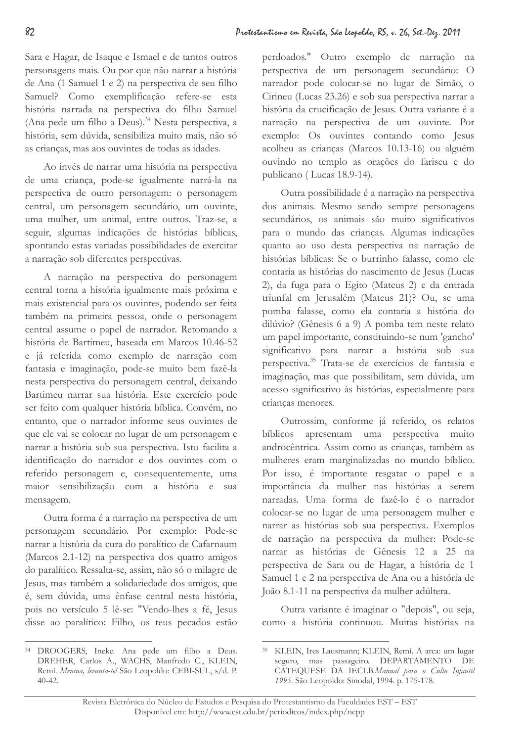Sara e Hagar, de Isaque e Ismael e de tantos outros personagens mais. Ou por que não narrar a história de Ana (1 Samuel 1 e 2) na perspectiva de seu filho Samuel? Como exemplificação refere-se esta história narrada na perspectiva do filho Samuel (Ana pede um filho a Deus).[34] Nesta perspectiva, a história, sem dúvida, sensibiliza muito mais, não só as crianças, mas aos ouvintes de todas as idades.

Ao invés de narrar uma história na perspectiva de uma criança, pode-se igualmente narrá-la na perspectiva de outro personagem: o personagem central, um personagem secundário, um ouvinte, uma mulher, um animal, entre outros. Traz-se, a seguir, algumas indicações de histórias bíblicas, apontando estas variadas possibilidades de exercitar a narração sob diferentes perspectivas.

A narração na perspectiva do personagem central torna a história igualmente mais próxima e mais existencial para os ouvintes, podendo ser feita também na primeira pessoa, onde o personagem central assume o papel de narrador. Retomando a história de Bartimeu, baseada em Marcos 10.46-52 e já referida como exemplo de narração com fantasia e imaginação, pode-se muito bem fazê-la nesta perspectiva do personagem central, deixando Bartimeu narrar sua história. Este exercício pode ser feito com qualquer história bíblica. Convém, no entanto, que o narrador informe seus ouvintes de que ele vai se colocar no lugar de um personagem e narrar a história sob sua perspectiva. Isto facilita a identificação do narrador e dos ouvintes com o referido personagem e, consequentemente, uma maior sensibilização com a história e sua mensagem.

Outra forma é a narração na perspectiva de um personagem secundário. Por exemplo: Pode-se narrar a história da cura do paralítico de Cafarnaum (Marcos 2.1-12) na perspectiva dos quatro amigos do paralítico. Ressalta-se, assim, não só o milagre de Jesus, mas também a solidariedade dos amigos, que é, sem dúvida, uma ênfase central nesta história, pois no versículo 5 lê-se: "Vendo-lhes a fé, Jesus disse ao paralítico: Filho, os teus pecados estão perdoados." Outro exemplo de narração na perspectiva de um personagem secundário: O narrador pode colocar-se no lugar de Simão, o Cirineu (Lucas 23.26) e sob sua perspectiva narrar a história da crucificação de Jesus. Outra variante é a narração na perspectiva de um ouvinte. Por exemplo: Os ouvintes contando como Jesus acolheu as crianças (Marcos 10.13-16) ou alguém ouvindo no templo as orações do fariseu e do publicano ( Lucas 18.9-14).

Outra possibilidade é a narração na perspectiva dos animais. Mesmo sendo sempre personagens secundários, os animais são muito significativos para o mundo das crianças. Algumas indicações quanto ao uso desta perspectiva na narração de histórias bíblicas: Se o burrinho falasse, como ele contaria as histórias do nascimento de Jesus (Lucas 2), da fuga para o Egito (Mateus 2) e da entrada triunfal em Jerusalém (Mateus 21)? Ou, se uma pomba falasse, como ela contaria a história do dilúvio? (Gênesis 6 a 9) A pomba tem neste relato um papel importante, constituindo-se num 'gancho' significativo para narrar a história sob sua perspectiva.[35] Trata-se de exercícios de fantasia e imaginação, mas que possibilitam, sem dúvida, um acesso significativo às histórias, especialmente para crianças menores.

Outrossim, conforme já referido, os relatos bíblicos apresentam uma perspectiva muito androcêntrica. Assim como as crianças, também as mulheres eram marginalizadas no mundo bíblico. Por isso, é importante resgatar o papel e a importância da mulher nas histórias a serem narradas. Uma forma de fazê-lo é o narrador colocar-se no lugar de uma personagem mulher e narrar as histórias sob sua perspectiva. Exemplos de narração na perspectiva da mulher: Pode-se narrar as histórias de Gênesis 12 a 25 na perspectiva de Sara ou de Hagar, a história de 1 Samuel 1 e 2 na perspectiva de Ana ou a história de João 8.1-11 na perspectiva da mulher adúltera.

Outra variante é imaginar o "depois", ou seja, como a história continuou. Muitas histórias na

---

[34] DROOGERS, Ineke. Ana pede um filho a Deus. DREHER, Carlos A., WACHS, Manfredo C., KLEIN, Remí. *Menina, levanta-te!* São Leopoldo: CEBI-SUL, s/d. P. 40-42.

[35] KLEIN, Ires Lausmann; KLEIN, Remí. A arca: um lugar seguro, mas passageiro. DEPARTAMENTO DE CATEQUESE DA IECLB.*Manual para o Culto Infantil 1995.* São Leopoldo: Sinodal, 1994. p. 175-178.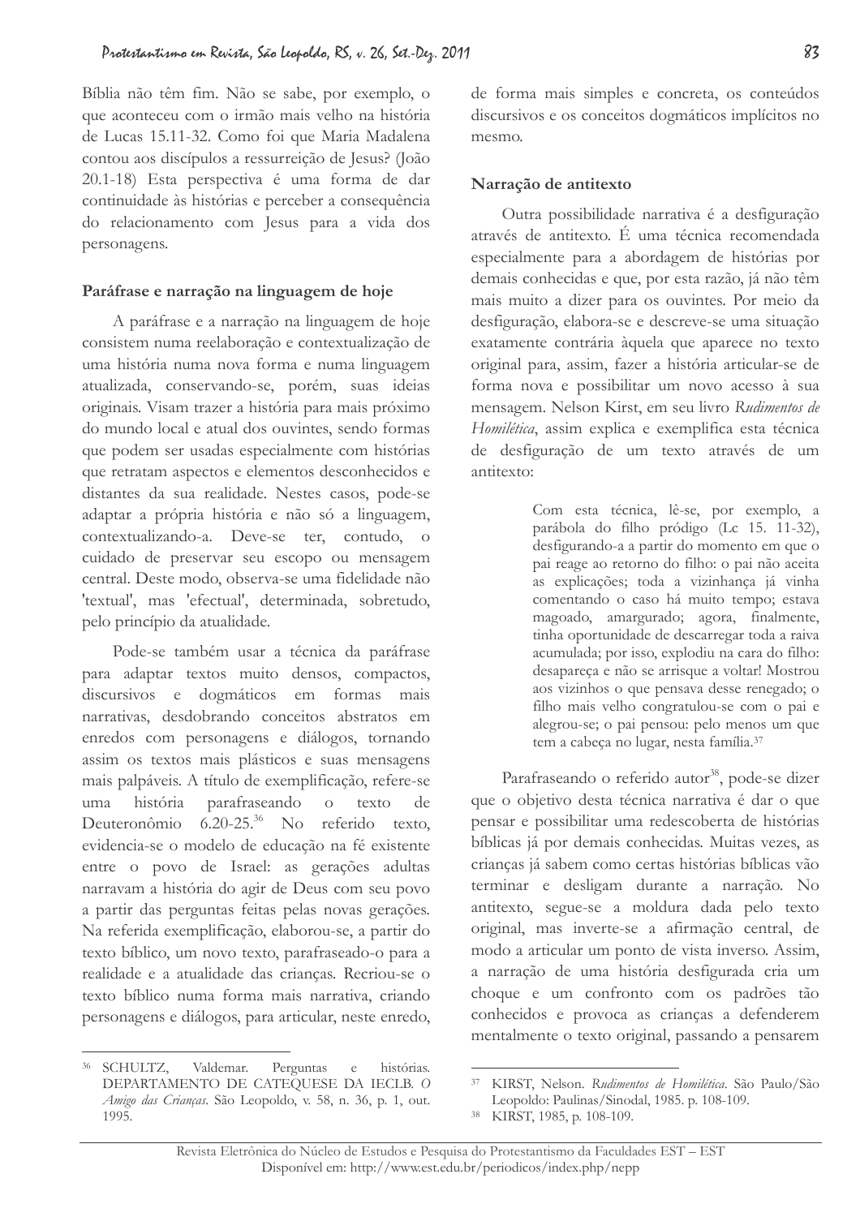Bíblia não têm fim. Não se sabe, por exemplo, o que aconteceu com o irmão mais velho na história de Lucas 15.11-32. Como foi que Maria Madalena contou aos discípulos a ressurreição de Jesus? (João 20.1-18) Esta perspectiva é uma forma de dar continuidade às histórias e perceber a consequência do relacionamento com Jesus para a vida dos personagens.

**Paráfrase e narração na linguagem de hoje**

A paráfrase e a narração na linguagem de hoje consistem numa reelaboração e contextualização de uma história numa nova forma e numa linguagem atualizada, conservando-se, porém, suas ideias originais. Visam trazer a história para mais próximo do mundo local e atual dos ouvintes, sendo formas que podem ser usadas especialmente com histórias que retratam aspectos e elementos desconhecidos e distantes da sua realidade. Nestes casos, pode-se adaptar a própria história e não só a linguagem, contextualizando-a. Deve-se ter, contudo, o cuidado de preservar seu escopo ou mensagem central. Deste modo, observa-se uma fidelidade não 'textual', mas 'efectual', determinada, sobretudo, pelo princípio da atualidade.

Pode-se também usar a técnica da paráfrase para adaptar textos muito densos, compactos, discursivos e dogmáticos em formas mais narrativas, desdobrando conceitos abstratos em enredos com personagens e diálogos, tornando assim os textos mais plásticos e suas mensagens mais palpáveis. A título de exemplificação, refere-se uma história parafraseando o texto de Deuteronômio 6.20-25.[36] No referido texto, evidencia-se o modelo de educação na fé existente entre o povo de Israel: as gerações adultas narravam a história do agir de Deus com seu povo a partir das perguntas feitas pelas novas gerações. Na referida exemplificação, elaborou-se, a partir do texto bíblico, um novo texto, parafraseado-o para a realidade e a atualidade das crianças. Recriou-se o texto bíblico numa forma mais narrativa, criando personagens e diálogos, para articular, neste enredo, de forma mais simples e concreta, os conteúdos discursivos e os conceitos dogmáticos implícitos no mesmo.

**Narração de antitexto**

Outra possibilidade narrativa é a desfiguração através de antitexto. É uma técnica recomendada especialmente para a abordagem de histórias por demais conhecidas e que, por esta razão, já não têm mais muito a dizer para os ouvintes. Por meio da desfiguração, elabora-se e descreve-se uma situação exatamente contrária àquela que aparece no texto original para, assim, fazer a história articular-se de forma nova e possibilitar um novo acesso à sua mensagem. Nelson Kirst, em seu livro *Rudimentos de Homilética*, assim explica e exemplifica esta técnica de desfiguração de um texto através de um antitexto:

> Com esta técnica, lê-se, por exemplo, a parábola do filho pródigo (Lc 15. 11-32), desfigurando-a a partir do momento em que o pai reage ao retorno do filho: o pai não aceita as explicações; toda a vizinhança já vinha comentando o caso há muito tempo; estava magoado, amargurado; agora, finalmente, tinha oportunidade de descarregar toda a raiva acumulada; por isso, explodiu na cara do filho: desapareça e não se arrisque a voltar! Mostrou aos vizinhos o que pensava desse renegado; o filho mais velho congratulou-se com o pai e alegrou-se; o pai pensou: pelo menos um que tem a cabeça no lugar, nesta família.[37]

Parafraseando o referido autor[38], pode-se dizer que o objetivo desta técnica narrativa é dar o que pensar e possibilitar uma redescoberta de histórias bíblicas já por demais conhecidas. Muitas vezes, as crianças já sabem como certas histórias bíblicas vão terminar e desligam durante a narração. No antitexto, segue-se a moldura dada pelo texto original, mas inverte-se a afirmação central, de modo a articular um ponto de vista inverso. Assim, a narração de uma história desfigurada cria um choque e um confronto com os padrões tão conhecidos e provoca as crianças a defenderem mentalmente o texto original, passando a pensarem

---

[36] SCHULTZ, Valdemar. Perguntas e histórias. DEPARTAMENTO DE CATEQUESE DA IECLB. *O Amigo das Crianças*. São Leopoldo, v. 58, n. 36, p. 1, out. 1995.

[37] KIRST, Nelson. *Rudimentos de Homilética*. São Paulo/São Leopoldo: Paulinas/Sinodal, 1985. p. 108-109.

[38] KIRST, 1985, p. 108-109.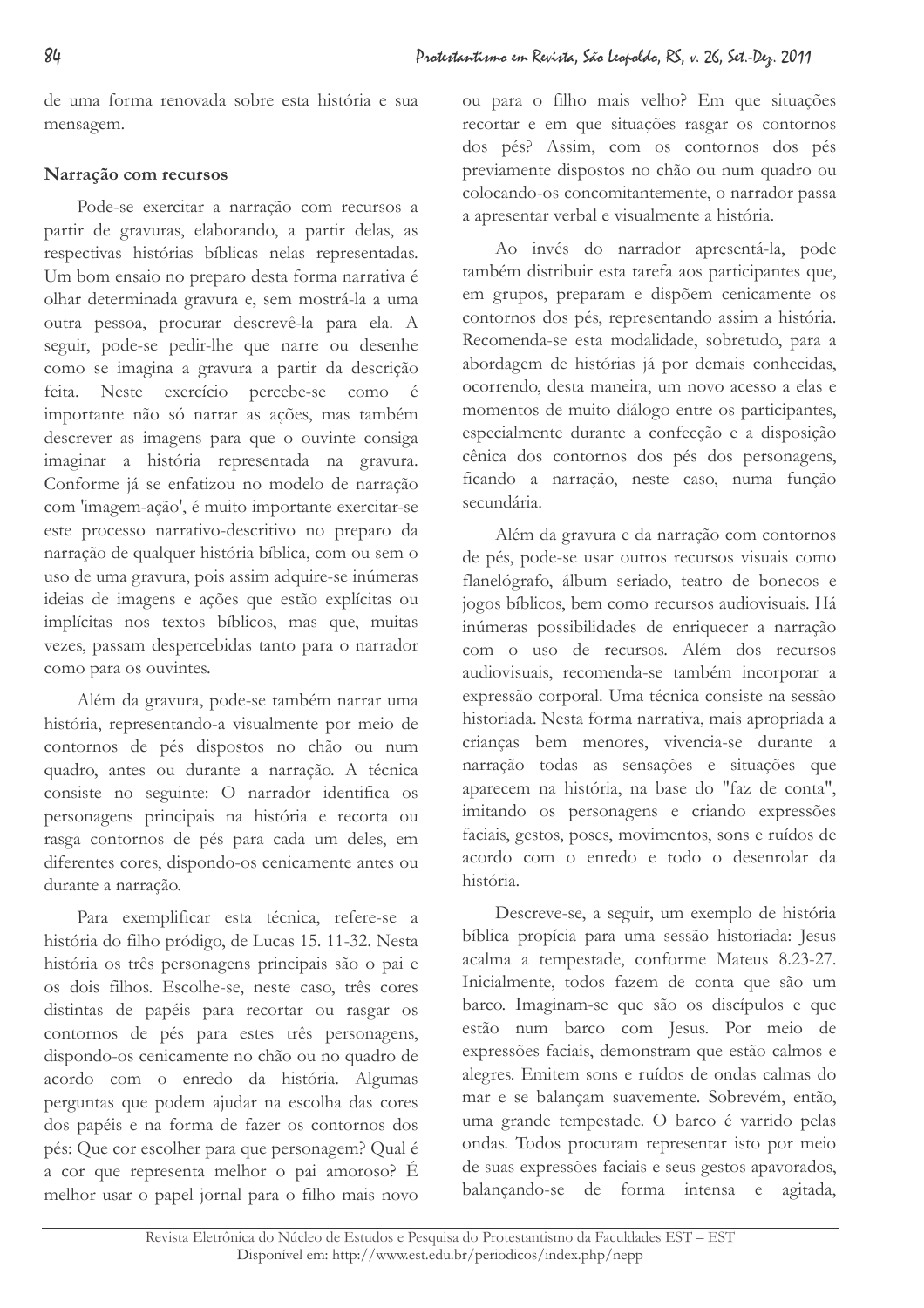de uma forma renovada sobre esta história e sua mensagem.

### Narração com recursos

Pode-se exercitar a narração com recursos a partir de gravuras, elaborando, a partir delas, as respectivas histórias bíblicas nelas representadas. Um bom ensaio no preparo desta forma narrativa é olhar determinada gravura e, sem mostrá-la a uma outra pessoa, procurar descrevê-la para ela. A seguir, pode-se pedir-lhe que narre ou desenhe como se imagina a gravura a partir da descrição feita. Neste exercício percebe-se como é importante não só narrar as ações, mas também descrever as imagens para que o ouvinte consiga imaginar a história representada na gravura. Conforme já se enfatizou no modelo de narração com 'imagem-ação', é muito importante exercitar-se este processo narrativo-descritivo no preparo da narração de qualquer história bíblica, com ou sem o uso de uma gravura, pois assim adquire-se inúmeras ideias de imagens e ações que estão explícitas ou implícitas nos textos bíblicos, mas que, muitas vezes, passam despercebidas tanto para o narrador como para os ouvintes.

Além da gravura, pode-se também narrar uma história, representando-a visualmente por meio de contornos de pés dispostos no chão ou num quadro, antes ou durante a narração. A técnica consiste no seguinte: O narrador identifica os personagens principais na história e recorta ou rasga contornos de pés para cada um deles, em diferentes cores, dispondo-os cenicamente antes ou durante a narração.

Para exemplificar esta técnica, refere-se a história do filho pródigo, de Lucas 15. 11-32. Nesta história os três personagens principais são o pai e os dois filhos. Escolhe-se, neste caso, três cores distintas de papéis para recortar ou rasgar os contornos de pés para estes três personagens, dispondo-os cenicamente no chão ou no quadro de acordo com o enredo da história. Algumas perguntas que podem ajudar na escolha das cores dos papéis e na forma de fazer os contornos dos pés: Que cor escolher para que personagem? Qual é a cor que representa melhor o pai amoroso? É melhor usar o papel jornal para o filho mais novo ou para o filho mais velho? Em que situações recortar e em que situações rasgar os contornos dos pés? Assim, com os contornos dos pés previamente dispostos no chão ou num quadro ou colocando-os concomitantemente, o narrador passa a apresentar verbal e visualmente a história.

Ao invés do narrador apresentá-la, pode também distribuir esta tarefa aos participantes que, em grupos, preparam e dispõem cenicamente os contornos dos pés, representando assim a história. Recomenda-se esta modalidade, sobretudo, para a abordagem de histórias já por demais conhecidas, ocorrendo, desta maneira, um novo acesso a elas e momentos de muito diálogo entre os participantes, especialmente durante a confecção e a disposição cênica dos contornos dos pés dos personagens, ficando a narração, neste caso, numa função secundária.

Além da gravura e da narração com contornos de pés, pode-se usar outros recursos visuais como flanelógrafo, álbum seriado, teatro de bonecos e jogos bíblicos, bem como recursos audiovisuais. Há inúmeras possibilidades de enriquecer a narração com o uso de recursos. Além dos recursos audiovisuais, recomenda-se também incorporar a expressão corporal. Uma técnica consiste na sessão historiada. Nesta forma narrativa, mais apropriada a crianças bem menores, vivencia-se durante a narração todas as sensações e situações que aparecem na história, na base do "faz de conta", imitando os personagens e criando expressões faciais, gestos, poses, movimentos, sons e ruídos de acordo com o enredo e todo o desenrolar da história.

Descreve-se, a seguir, um exemplo de história bíblica propícia para uma sessão historiada: Jesus acalma a tempestade, conforme Mateus 8.23-27. Inicialmente, todos fazem de conta que são um barco. Imaginam-se que são os discípulos e que estão num barco com Jesus. Por meio de expressões faciais, demonstram que estão calmos e alegres. Emitem sons e ruídos de ondas calmas do mar e se balançam suavemente. Sobrevém, então, uma grande tempestade. O barco é varrido pelas ondas. Todos procuram representar isto por meio de suas expressões faciais e seus gestos apavorados, balançando-se de forma intensa e agitada,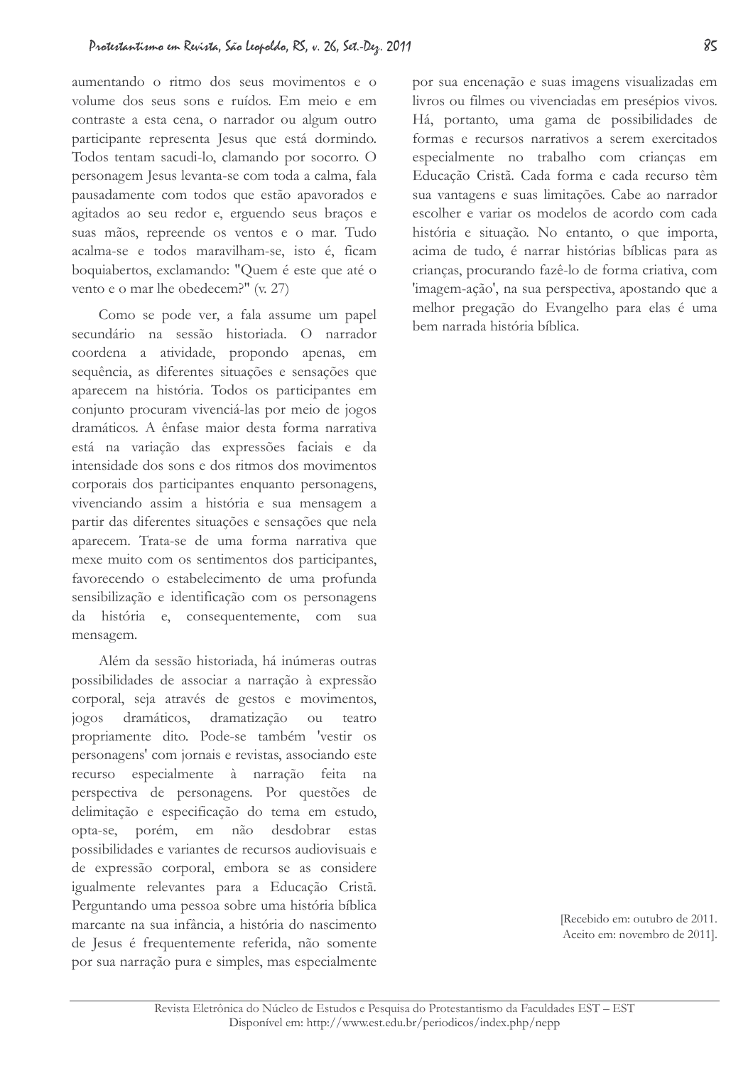aumentando o ritmo dos seus movimentos e o volume dos seus sons e ruídos. Em meio e em contraste a esta cena, o narrador ou algum outro participante representa Jesus que está dormindo. Todos tentam sacudi-lo, clamando por socorro. O personagem Jesus levanta-se com toda a calma, fala pausadamente com todos que estão apavorados e agitados ao seu redor e, erguendo seus braços e suas mãos, repreende os ventos e o mar. Tudo acalma-se e todos maravilham-se, isto é, ficam boquiabertos, exclamando: "Quem é este que até o vento e o mar lhe obedecem?" (v. 27)

Como se pode ver, a fala assume um papel secundário na sessão historiada. O narrador coordena a atividade, propondo apenas, em sequência, as diferentes situações e sensações que aparecem na história. Todos os participantes em conjunto procuram vivenciá-las por meio de jogos dramáticos. A ênfase maior desta forma narrativa está na variação das expressões faciais e da intensidade dos sons e dos ritmos dos movimentos corporais dos participantes enquanto personagens, vivenciando assim a história e sua mensagem a partir das diferentes situações e sensações que nela aparecem. Trata-se de uma forma narrativa que mexe muito com os sentimentos dos participantes, favorecendo o estabelecimento de uma profunda sensibilização e identificação com os personagens da história e, consequentemente, com sua mensagem.

Além da sessão historiada, há inúmeras outras possibilidades de associar a narração à expressão corporal, seja através de gestos e movimentos, jogos dramáticos, dramatização ou teatro propriamente dito. Pode-se também 'vestir os personagens' com jornais e revistas, associando este recurso especialmente à narração feita na perspectiva de personagens. Por questões de delimitação e especificação do tema em estudo, opta-se, porém, em não desdobrar estas possibilidades e variantes de recursos audiovisuais e de expressão corporal, embora se as considere igualmente relevantes para a Educação Cristã. Perguntando uma pessoa sobre uma história bíblica marcante na sua infância, a história do nascimento de Jesus é frequentemente referida, não somente por sua narração pura e simples, mas especialmente por sua encenação e suas imagens visualizadas em livros ou filmes ou vivenciadas em presépios vivos. Há, portanto, uma gama de possibilidades de formas e recursos narrativos a serem exercitados especialmente no trabalho com crianças em Educação Cristã. Cada forma e cada recurso têm sua vantagens e suas limitações. Cabe ao narrador escolher e variar os modelos de acordo com cada história e situação. No entanto, o que importa, acima de tudo, é narrar histórias bíblicas para as crianças, procurando fazê-lo de forma criativa, com 'imagem-ação', na sua perspectiva, apostando que a melhor pregação do Evangelho para elas é uma bem narrada história bíblica.

[Recebido em: outubro de 2011.
Aceito em: novembro de 2011].